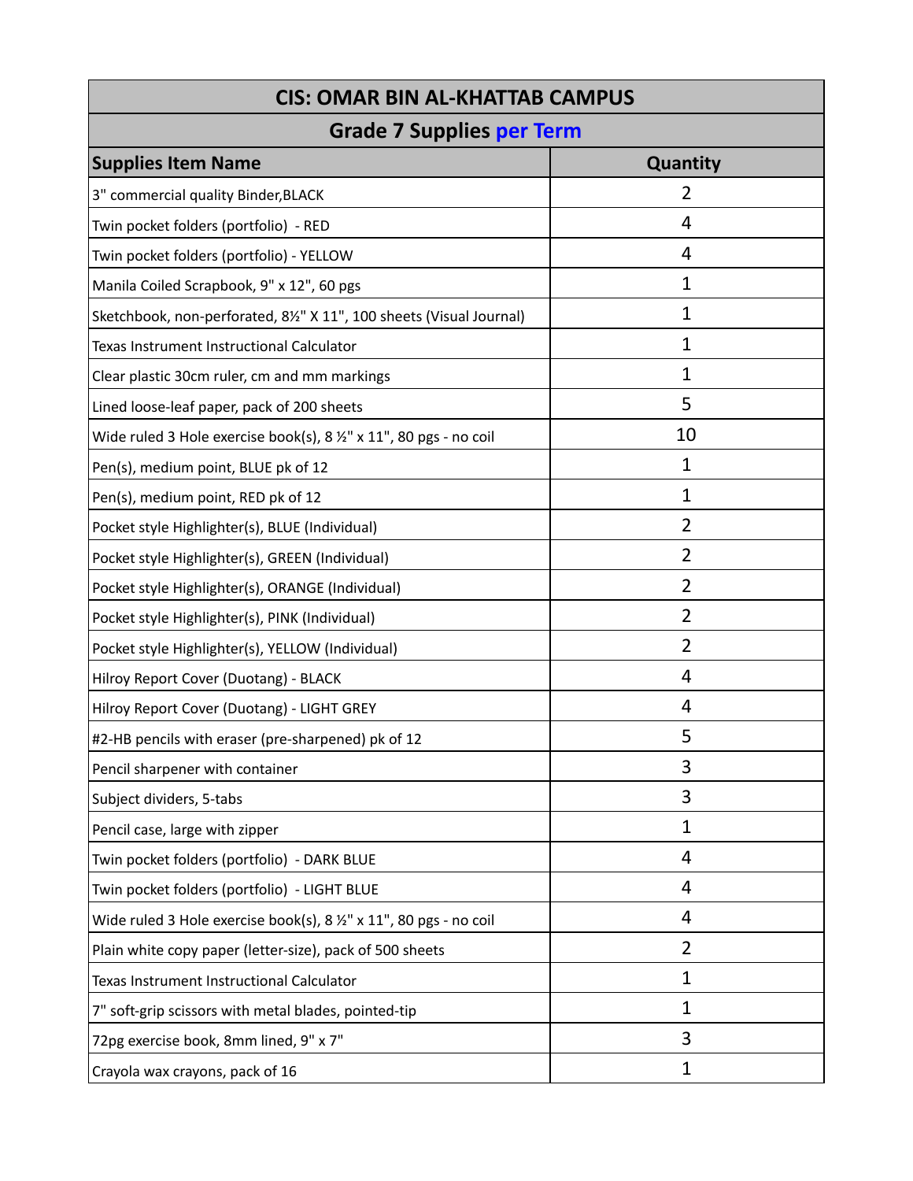| CIS: OMAR BIN AL-KHATTAB CAMPUS | |
|---|---|
| **Grade 7 Supplies per Term** | |
| **Supplies Item Name** | **Quantity** |
| 3" commercial quality Binder,BLACK | 2 |
| Twin pocket folders (portfolio) - RED | 4 |
| Twin pocket folders (portfolio) - YELLOW | 4 |
| Manila Coiled Scrapbook, 9" x 12", 60 pgs | 1 |
| Sketchbook, non-perforated, 8½" X 11", 100 sheets (Visual Journal) | 1 |
| Texas Instrument Instructional Calculator | 1 |
| Clear plastic 30cm ruler, cm and mm markings | 1 |
| Lined loose-leaf paper, pack of 200 sheets | 5 |
| Wide ruled 3 Hole exercise book(s), 8 ½" x 11", 80 pgs - no coil | 10 |
| Pen(s), medium point, BLUE pk of 12 | 1 |
| Pen(s), medium point, RED pk of 12 | 1 |
| Pocket style Highlighter(s), BLUE (Individual) | 2 |
| Pocket style Highlighter(s), GREEN (Individual) | 2 |
| Pocket style Highlighter(s), ORANGE (Individual) | 2 |
| Pocket style Highlighter(s), PINK (Individual) | 2 |
| Pocket style Highlighter(s), YELLOW (Individual) | 2 |
| Hilroy Report Cover (Duotang) - BLACK | 4 |
| Hilroy Report Cover (Duotang) - LIGHT GREY | 4 |
| #2-HB pencils with eraser (pre-sharpened) pk of 12 | 5 |
| Pencil sharpener with container | 3 |
| Subject dividers, 5-tabs | 3 |
| Pencil case, large with zipper | 1 |
| Twin pocket folders (portfolio) - DARK BLUE | 4 |
| Twin pocket folders (portfolio) - LIGHT BLUE | 4 |
| Wide ruled 3 Hole exercise book(s), 8 ½" x 11", 80 pgs - no coil | 4 |
| Plain white copy paper (letter-size), pack of 500 sheets | 2 |
| Texas Instrument Instructional Calculator | 1 |
| 7" soft-grip scissors with metal blades, pointed-tip | 1 |
| 72pg exercise book, 8mm lined, 9" x 7" | 3 |
| Crayola wax crayons, pack of 16 | 1 |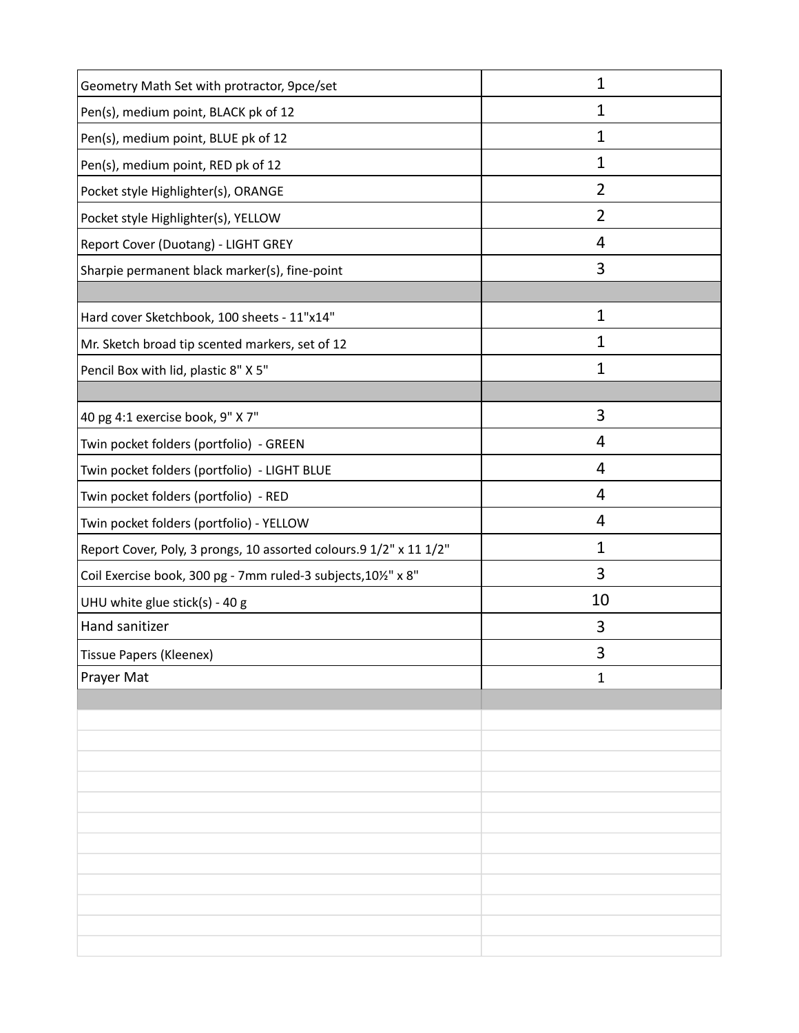| | |
|---|---|
| Geometry Math Set with protractor, 9pce/set | 1 |
| Pen(s), medium point, BLACK pk of 12 | 1 |
| Pen(s), medium point, BLUE pk of 12 | 1 |
| Pen(s), medium point, RED pk of 12 | 1 |
| Pocket style Highlighter(s), ORANGE | 2 |
| Pocket style Highlighter(s), YELLOW | 2 |
| Report Cover (Duotang) - LIGHT GREY | 4 |
| Sharpie permanent black marker(s), fine-point | 3 |
| | |
| Hard cover Sketchbook, 100 sheets - 11"x14" | 1 |
| Mr. Sketch broad tip scented markers, set of 12 | 1 |
| Pencil Box with lid, plastic 8" X 5" | 1 |
| | |
| 40 pg 4:1 exercise book, 9" X 7" | 3 |
| Twin pocket folders (portfolio) - GREEN | 4 |
| Twin pocket folders (portfolio) - LIGHT BLUE | 4 |
| Twin pocket folders (portfolio) - RED | 4 |
| Twin pocket folders (portfolio) - YELLOW | 4 |
| Report Cover, Poly, 3 prongs, 10 assorted colours.9 1/2" x 11 1/2" | 1 |
| Coil Exercise book, 300 pg - 7mm ruled-3 subjects,10½" x 8" | 3 |
| UHU white glue stick(s) - 40 g | 10 |
| Hand sanitizer | 3 |
| Tissue Papers (Kleenex) | 3 |
| Prayer Mat | 1 |